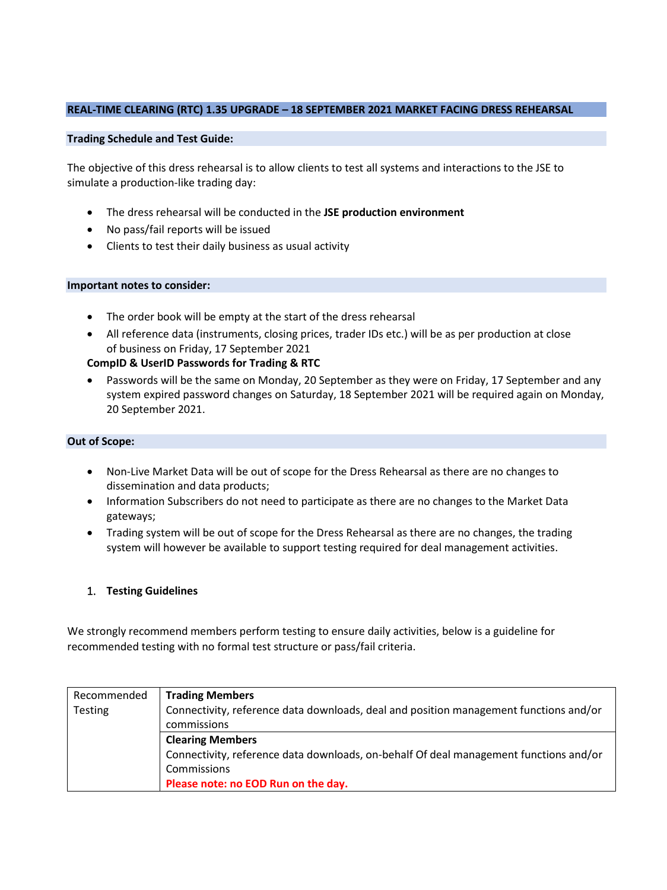## REAL-TIME CLEARING (RTC) 1.35 UPGRADE – 18 SEPTEMBER 2021 MARKET FACING DRESS REHEARSAL

### Trading Schedule and Test Guide:

The objective of this dress rehearsal is to allow clients to test all systems and interactions to the JSE to simulate a production-like trading day:

- The dress rehearsal will be conducted in the **JSE production environment**
- No pass/fail reports will be issued
- Clients to test their daily business as usual activity

### Important notes to consider:

- The order book will be empty at the start of the dress rehearsal
- All reference data (instruments, closing prices, trader IDs etc.) will be as per production at close of business on Friday, 17 September 2021

**CompID & UserID Passwords for Trading & RTC**

- Passwords will be the same on Monday, 20 September as they were on Friday, 17 September and any system expired password changes on Saturday, 18 September 2021 will be required again on Monday, 20 September 2021.

### Out of Scope:

- Non-Live Market Data will be out of scope for the Dress Rehearsal as there are no changes to dissemination and data products;
- Information Subscribers do not need to participate as there are no changes to the Market Data gateways;
- Trading system will be out of scope for the Dress Rehearsal as there are no changes, the trading system will however be available to support testing required for deal management activities.

## 1. Testing Guidelines

We strongly recommend members perform testing to ensure daily activities, below is a guideline for recommended testing with no formal test structure or pass/fail criteria.

| | |
|---|---|
| Recommended Testing | **Trading Members**<br>Connectivity, reference data downloads, deal and position management functions and/or commissions |
| | **Clearing Members**<br>Connectivity, reference data downloads, on-behalf Of deal management functions and/or Commissions<br>**Please note: no EOD Run on the day.** |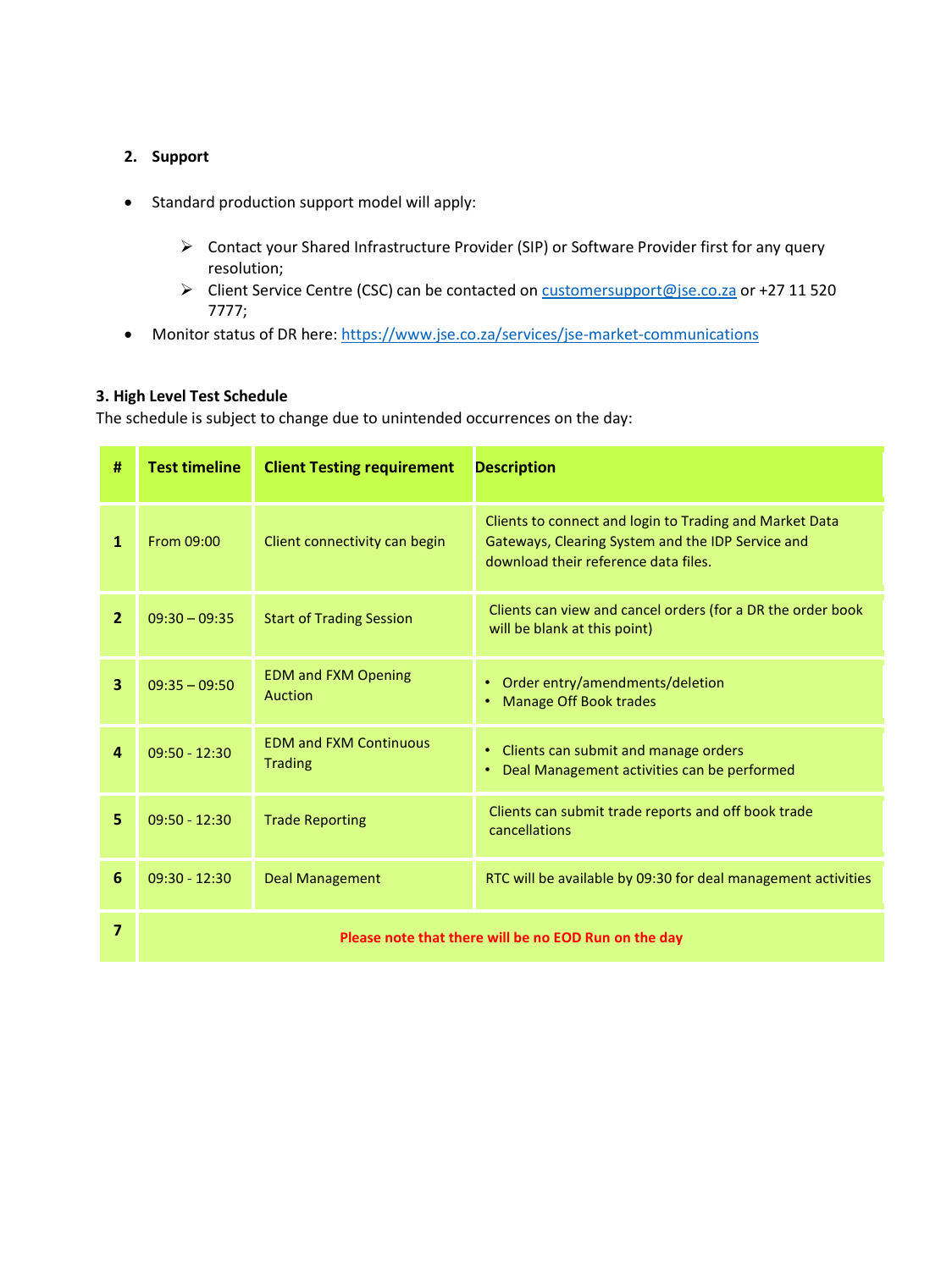## 2. Support

- Standard production support model will apply:
  - Contact your Shared Infrastructure Provider (SIP) or Software Provider first for any query resolution;
  - Client Service Centre (CSC) can be contacted on customersupport@jse.co.za or +27 11 520 7777;
- Monitor status of DR here: https://www.jse.co.za/services/jse-market-communications

**3. High Level Test Schedule**

The schedule is subject to change due to unintended occurrences on the day:

| # | Test timeline | Client Testing requirement | Description |
|---|---|---|---|
| 1 | From 09:00 | Client connectivity can begin | Clients to connect and login to Trading and Market Data Gateways, Clearing System and the IDP Service and download their reference data files. |
| 2 | 09:30 – 09:35 | Start of Trading Session | Clients can view and cancel orders (for a DR the order book will be blank at this point) |
| 3 | 09:35 – 09:50 | EDM and FXM Opening Auction | • Order entry/amendments/deletion<br>• Manage Off Book trades |
| 4 | 09:50 - 12:30 | EDM and FXM Continuous Trading | • Clients can submit and manage orders<br>• Deal Management activities can be performed |
| 5 | 09:50 - 12:30 | Trade Reporting | Clients can submit trade reports and off book trade cancellations |
| 6 | 09:30 - 12:30 | Deal Management | RTC will be available by 09:30 for deal management activities |
| 7 | **Please note that there will be no EOD Run on the day** | | |